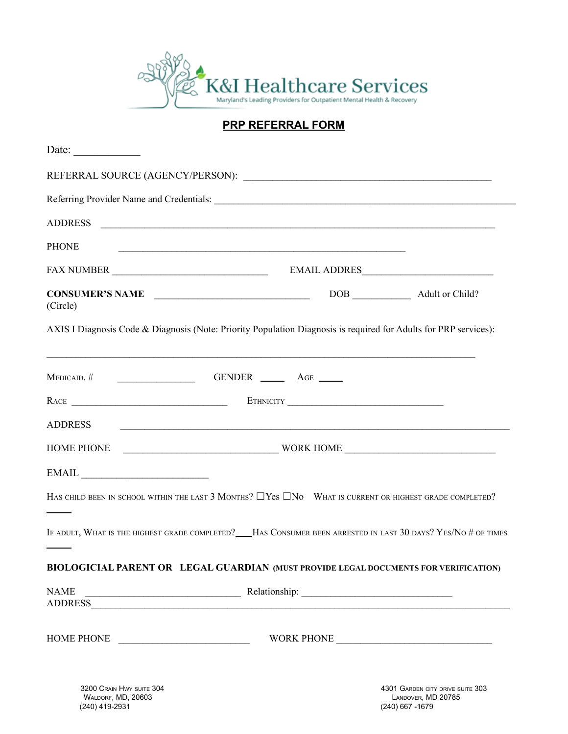K&I Healthcare Services

Maryland's Leading Providers for Outpatient Mental Health & Recovery

## PRP REFERRAL FORM

Date: ____________

REFERRAL SOURCE (AGENCY/PERSON): ______________________________________________

Referring Provider Name and Credentials: ________________________________________________________

ADDRESS ________________________________________________________________________

PHONE ____________________________________________________

FAX NUMBER ____________________________ EMAIL ADDRES________________________

**CONSUMER'S NAME** ____________________________ DOB __________ Adult or Child? (Circle)

AXIS I Diagnosis Code & Diagnosis (Note: Priority Population Diagnosis is required for Adults for PRP services):

______________________________________________________________________________

MEDICAID. # ______________ GENDER ____ AGE ____

RACE ____________________________ ETHNICITY ____________________________

ADDRESS ______________________________________________________________________

HOME PHONE ____________________________ WORK HOME ____________________________

EMAIL ______________________

HAS CHILD BEEN IN SCHOOL WITHIN THE LAST 3 MONTHS? ☐Yes ☐No WHAT IS CURRENT OR HIGHEST GRADE COMPLETED? ____

IF ADULT, WHAT IS THE HIGHEST GRADE COMPLETED?___HAS CONSUMER BEEN ARRESTED IN LAST 30 DAYS? YES/NO # OF TIMES ____

**BIOLOGICIAL PARENT OR LEGAL GUARDIAN (MUST PROVIDE LEGAL DOCUMENTS FOR VERIFICATION)**

NAME ____________________________ Relationship: ____________________________

ADDRESS______________________________________________________________________

HOME PHONE ________________________ WORK PHONE ____________________________

3200 Crain Hwy suite 304
Waldorf, MD, 20603
(240) 419-2931

4301 Garden city drive suite 303
Landover, MD 20785
(240) 667 -1679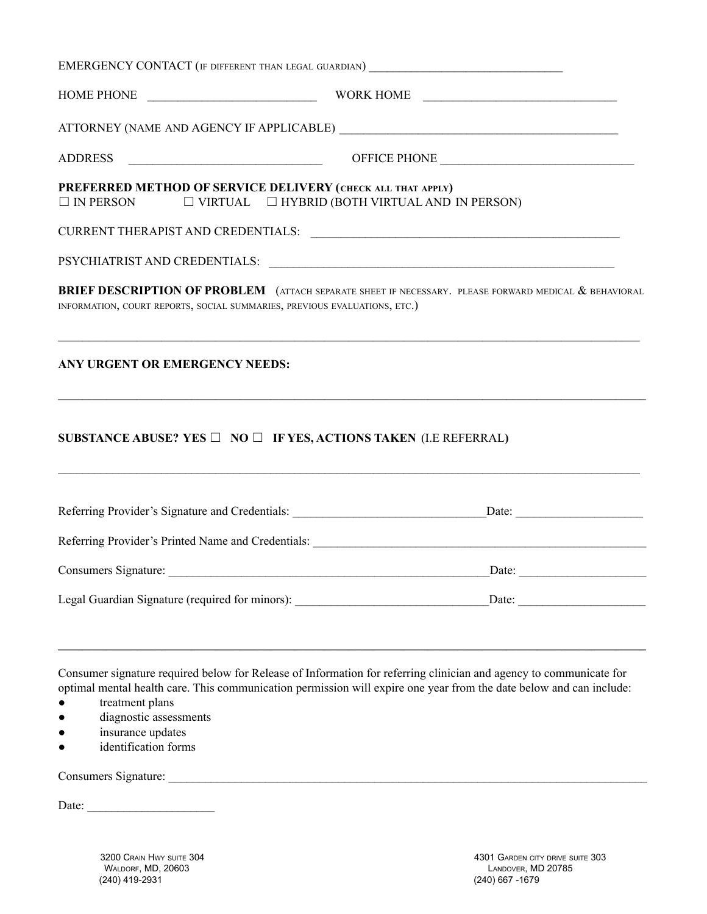EMERGENCY CONTACT (IF DIFFERENT THAN LEGAL GUARDIAN) ______________________________

HOME PHONE ___________________________ WORK HOME ______________________________

ATTORNEY (NAME AND AGENCY IF APPLICABLE) ____________________________________________

ADDRESS ______________________________ OFFICE PHONE ______________________________

**PREFERRED METHOD OF SERVICE DELIVERY (CHECK ALL THAT APPLY)**
☐ IN PERSON ☐ VIRTUAL ☐ HYBRID (BOTH VIRTUAL AND IN PERSON)

CURRENT THERAPIST AND CREDENTIALS: __________________________________________________

PSYCHIATRIST AND CREDENTIALS: ________________________________________________________

**BRIEF DESCRIPTION OF PROBLEM** (ATTACH SEPARATE SHEET IF NECESSARY. PLEASE FORWARD MEDICAL & BEHAVIORAL INFORMATION, COURT REPORTS, SOCIAL SUMMARIES, PREVIOUS EVALUATIONS, ETC.)

______________________________________________________________________________________________

**ANY URGENT OR EMERGENCY NEEDS:**

______________________________________________________________________________________________

**SUBSTANCE ABUSE? YES ☐ NO ☐ IF YES, ACTIONS TAKEN** (I.E REFERRAL**)**

______________________________________________________________________________________________

Referring Provider's Signature and Credentials: _______________________________Date: ____________________

Referring Provider's Printed Name and Credentials: _______________________________________________________

Consumers Signature: ______________________________________________________Date: ____________________

Legal Guardian Signature (required for minors): _______________________________Date: ____________________

---

Consumer signature required below for Release of Information for referring clinician and agency to communicate for optimal mental health care. This communication permission will expire one year from the date below and can include:

- treatment plans
- diagnostic assessments
- insurance updates
- identification forms

Consumers Signature: ___________________________________________________________________________

Date: ____________________

3200 Crain Hwy suite 304
Waldorf, MD, 20603
(240) 419-2931

4301 Garden city drive suite 303
Landover, MD 20785
(240) 667 -1679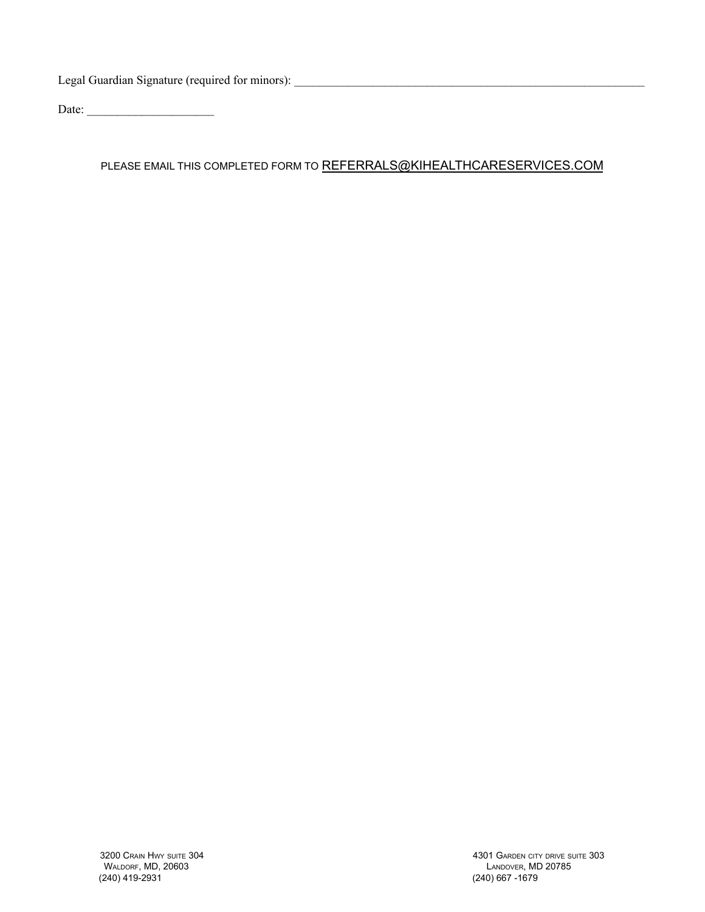Legal Guardian Signature (required for minors): ______________________________________________________________

Date: _____________________

PLEASE EMAIL THIS COMPLETED FORM TO REFERRALS@KIHEALTHCARESERVICES.COM

3200 Crain Hwy suite 304
Waldorf, MD, 20603
(240) 419-2931

4301 Garden city drive suite 303
Landover, MD 20785
(240) 667 -1679